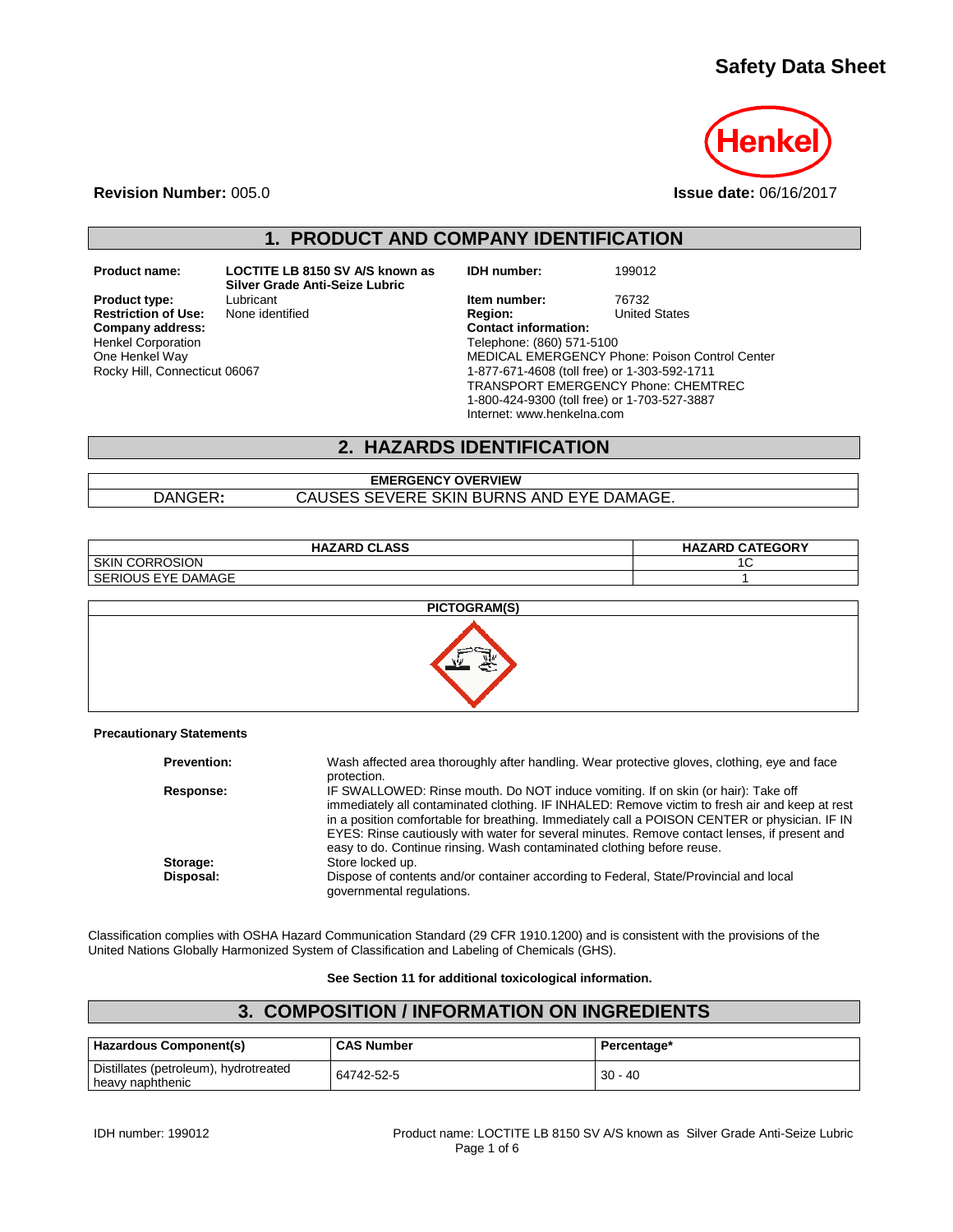# Safety Data Sheet

**Revision Number:** 005.0

**Issue date:** 06/16/2017

## 1. PRODUCT AND COMPANY IDENTIFICATION

**Product name:** LOCTITE LB 8150 SV A/S known as Silver Grade Anti-Seize Lubric

**Product type:** Lubricant

**Restriction of Use:** None identified

**Company address:**
Henkel Corporation
One Henkel Way
Rocky Hill, Connecticut 06067

**IDH number:** 199012

**Item number:** 76732

**Region:** United States

**Contact information:**
Telephone: (860) 571-5100
MEDICAL EMERGENCY Phone: Poison Control Center
1-877-671-4608 (toll free) or 1-303-592-1711
TRANSPORT EMERGENCY Phone: CHEMTREC
1-800-424-9300 (toll free) or 1-703-527-3887
Internet: www.henkelna.com

## 2. HAZARDS IDENTIFICATION

| EMERGENCY OVERVIEW | |
|---|---|
| DANGER: | CAUSES SEVERE SKIN BURNS AND EYE DAMAGE. |

| HAZARD CLASS | HAZARD CATEGORY |
|---|---|
| SKIN CORROSION | 1C |
| SERIOUS EYE DAMAGE | 1 |

**PICTOGRAM(S)**

**Precautionary Statements**

**Prevention:** Wash affected area thoroughly after handling. Wear protective gloves, clothing, eye and face protection.

**Response:** IF SWALLOWED: Rinse mouth. Do NOT induce vomiting. If on skin (or hair): Take off immediately all contaminated clothing. IF INHALED: Remove victim to fresh air and keep at rest in a position comfortable for breathing. Immediately call a POISON CENTER or physician. IF IN EYES: Rinse cautiously with water for several minutes. Remove contact lenses, if present and easy to do. Continue rinsing. Wash contaminated clothing before reuse.

**Storage:** Store locked up.

**Disposal:** Dispose of contents and/or container according to Federal, State/Provincial and local governmental regulations.

Classification complies with OSHA Hazard Communication Standard (29 CFR 1910.1200) and is consistent with the provisions of the United Nations Globally Harmonized System of Classification and Labeling of Chemicals (GHS).

**See Section 11 for additional toxicological information.**

## 3. COMPOSITION / INFORMATION ON INGREDIENTS

| Hazardous Component(s) | CAS Number | Percentage* |
|---|---|---|
| Distillates (petroleum), hydrotreated heavy naphthenic | 64742-52-5 | 30 - 40 |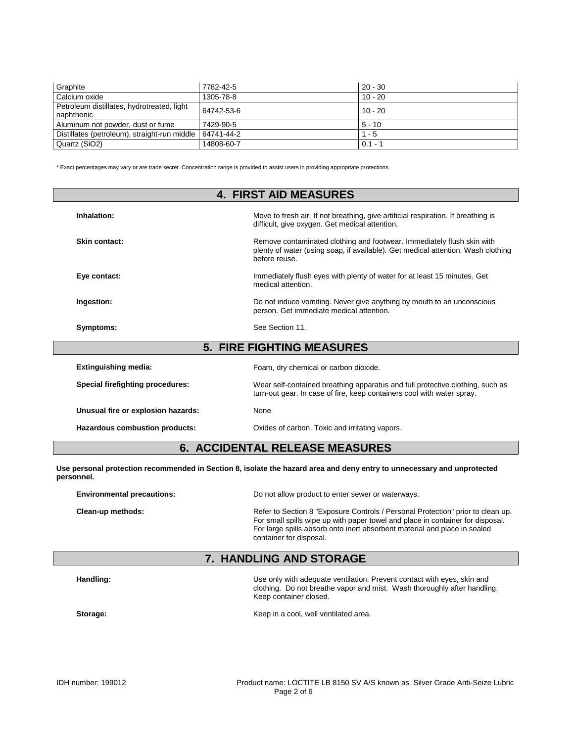| Graphite | 7782-42-5 | 20 - 30 |
|---|---|---|
| Calcium oxide | 1305-78-8 | 10 - 20 |
| Petroleum distillates, hydrotreated, light naphthenic | 64742-53-6 | 10 - 20 |
| Aluminum not powder, dust or fume | 7429-90-5 | 5 - 10 |
| Distillates (petroleum), straight-run middle | 64741-44-2 | 1 - 5 |
| Quartz (SiO2) | 14808-60-7 | 0.1 - 1 |

* Exact percentages may vary or are trade secret. Concentration range is provided to assist users in providing appropriate protections.

## 4. FIRST AID MEASURES

**Inhalation:** Move to fresh air. If not breathing, give artificial respiration. If breathing is difficult, give oxygen. Get medical attention.

**Skin contact:** Remove contaminated clothing and footwear. Immediately flush skin with plenty of water (using soap, if available). Get medical attention. Wash clothing before reuse.

**Eye contact:** Immediately flush eyes with plenty of water for at least 15 minutes. Get medical attention.

**Ingestion:** Do not induce vomiting. Never give anything by mouth to an unconscious person. Get immediate medical attention.

**Symptoms:** See Section 11.

## 5. FIRE FIGHTING MEASURES

**Extinguishing media:** Foam, dry chemical or carbon dioxide.

**Special firefighting procedures:** Wear self-contained breathing apparatus and full protective clothing, such as turn-out gear. In case of fire, keep containers cool with water spray.

**Unusual fire or explosion hazards:** None

**Hazardous combustion products:** Oxides of carbon. Toxic and irritating vapors.

## 6. ACCIDENTAL RELEASE MEASURES

**Use personal protection recommended in Section 8, isolate the hazard area and deny entry to unnecessary and unprotected personnel.**

**Environmental precautions:** Do not allow product to enter sewer or waterways.

**Clean-up methods:** Refer to Section 8 "Exposure Controls / Personal Protection" prior to clean up. For small spills wipe up with paper towel and place in container for disposal. For large spills absorb onto inert absorbent material and place in sealed container for disposal.

## 7. HANDLING AND STORAGE

**Handling:** Use only with adequate ventilation. Prevent contact with eyes, skin and clothing. Do not breathe vapor and mist. Wash thoroughly after handling. Keep container closed.

**Storage:** Keep in a cool, well ventilated area.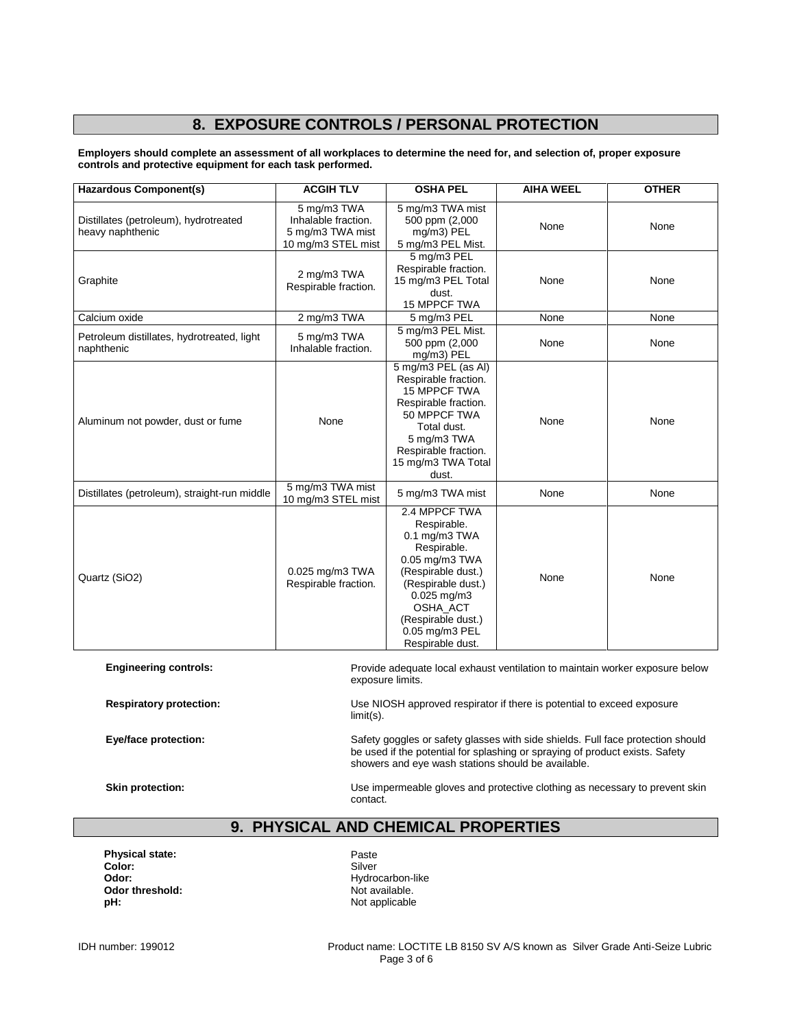## 8. EXPOSURE CONTROLS / PERSONAL PROTECTION

**Employers should complete an assessment of all workplaces to determine the need for, and selection of, proper exposure controls and protective equipment for each task performed.**

| Hazardous Component(s) | ACGIH TLV | OSHA PEL | AIHA WEEL | OTHER |
|---|---|---|---|---|
| Distillates (petroleum), hydrotreated heavy naphthenic | 5 mg/m3 TWA Inhalable fraction. 5 mg/m3 TWA mist 10 mg/m3 STEL mist | 5 mg/m3 TWA mist 500 ppm (2,000 mg/m3) PEL 5 mg/m3 PEL Mist. | None | None |
| Graphite | 2 mg/m3 TWA Respirable fraction. | 5 mg/m3 PEL Respirable fraction. 15 mg/m3 PEL Total dust. 15 MPPCF TWA | None | None |
| Calcium oxide | 2 mg/m3 TWA | 5 mg/m3 PEL | None | None |
| Petroleum distillates, hydrotreated, light naphthenic | 5 mg/m3 TWA Inhalable fraction. | 5 mg/m3 PEL Mist. 500 ppm (2,000 mg/m3) PEL | None | None |
| Aluminum not powder, dust or fume | None | 5 mg/m3 PEL (as Al) Respirable fraction. 15 MPPCF TWA Respirable fraction. 50 MPPCF TWA Total dust. 5 mg/m3 TWA Respirable fraction. 15 mg/m3 TWA Total dust. | None | None |
| Distillates (petroleum), straight-run middle | 5 mg/m3 TWA mist 10 mg/m3 STEL mist | 5 mg/m3 TWA mist | None | None |
| Quartz (SiO2) | 0.025 mg/m3 TWA Respirable fraction. | 2.4 MPPCF TWA Respirable. 0.1 mg/m3 TWA Respirable. 0.05 mg/m3 TWA (Respirable dust.) (Respirable dust.) 0.025 mg/m3 OSHA_ACT (Respirable dust.) 0.05 mg/m3 PEL Respirable dust. | None | None |

**Engineering controls:** Provide adequate local exhaust ventilation to maintain worker exposure below exposure limits.

**Respiratory protection:** Use NIOSH approved respirator if there is potential to exceed exposure limit(s).

**Eye/face protection:** Safety goggles or safety glasses with side shields. Full face protection should be used if the potential for splashing or spraying of product exists. Safety showers and eye wash stations should be available.

**Skin protection:** Use impermeable gloves and protective clothing as necessary to prevent skin contact.

## 9. PHYSICAL AND CHEMICAL PROPERTIES

**Physical state:** Paste
**Color:** Silver
**Odor:** Hydrocarbon-like
**Odor threshold:** Not available.
**pH:** Not applicable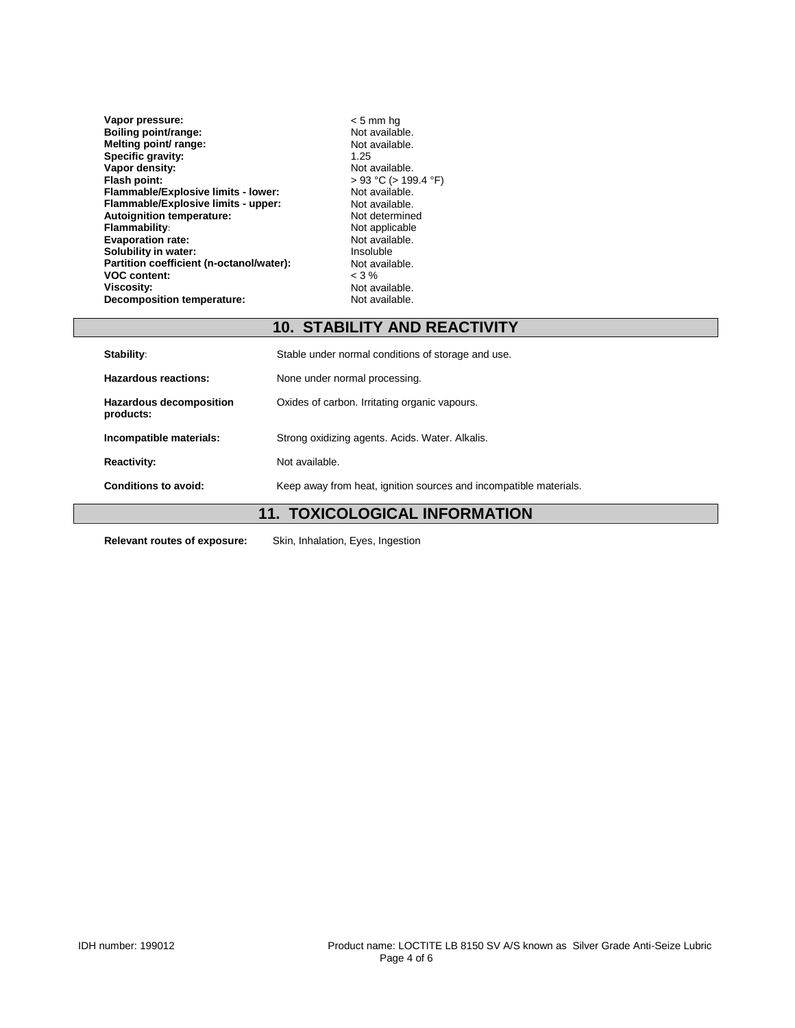| | |
|---|---|
| **Vapor pressure:** | < 5 mm hg |
| **Boiling point/range:** | Not available. |
| **Melting point/ range:** | Not available. |
| **Specific gravity:** | 1.25 |
| **Vapor density:** | Not available. |
| **Flash point:** | > 93 °C (> 199.4 °F) |
| **Flammable/Explosive limits - lower:** | Not available. |
| **Flammable/Explosive limits - upper:** | Not available. |
| **Autoignition temperature:** | Not determined |
| **Flammability:** | Not applicable |
| **Evaporation rate:** | Not available. |
| **Solubility in water:** | Insoluble |
| **Partition coefficient (n-octanol/water):** | Not available. |
| **VOC content:** | < 3 % |
| **Viscosity:** | Not available. |
| **Decomposition temperature:** | Not available. |

## 10. STABILITY AND REACTIVITY

| | |
|---|---|
| **Stability:** | Stable under normal conditions of storage and use. |
| **Hazardous reactions:** | None under normal processing. |
| **Hazardous decomposition products:** | Oxides of carbon. Irritating organic vapours. |
| **Incompatible materials:** | Strong oxidizing agents. Acids. Water. Alkalis. |
| **Reactivity:** | Not available. |
| **Conditions to avoid:** | Keep away from heat, ignition sources and incompatible materials. |

## 11. TOXICOLOGICAL INFORMATION

**Relevant routes of exposure:** Skin, Inhalation, Eyes, Ingestion

IDH number: 199012 Product name: LOCTITE LB 8150 SV A/S known as Silver Grade Anti-Seize Lubric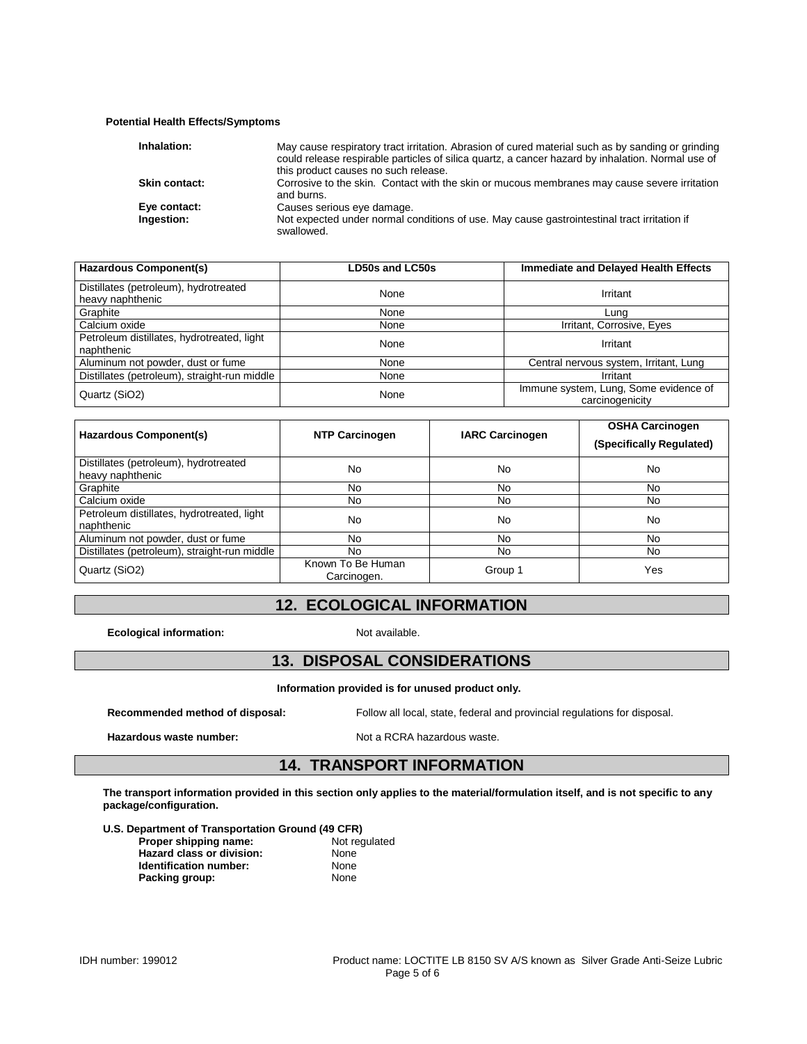**Potential Health Effects/Symptoms**

**Inhalation:** May cause respiratory tract irritation. Abrasion of cured material such as by sanding or grinding could release respirable particles of silica quartz, a cancer hazard by inhalation. Normal use of this product causes no such release.

**Skin contact:** Corrosive to the skin. Contact with the skin or mucous membranes may cause severe irritation and burns.

**Eye contact:** Causes serious eye damage.

**Ingestion:** Not expected under normal conditions of use. May cause gastrointestinal tract irritation if swallowed.

| Hazardous Component(s) | LD50s and LC50s | Immediate and Delayed Health Effects |
|---|---|---|
| Distillates (petroleum), hydrotreated heavy naphthenic | None | Irritant |
| Graphite | None | Lung |
| Calcium oxide | None | Irritant, Corrosive, Eyes |
| Petroleum distillates, hydrotreated, light naphthenic | None | Irritant |
| Aluminum not powder, dust or fume | None | Central nervous system, Irritant, Lung |
| Distillates (petroleum), straight-run middle | None | Irritant |
| Quartz ($SiO_2$) | None | Immune system, Lung, Some evidence of carcinogenicity |

| Hazardous Component(s) | NTP Carcinogen | IARC Carcinogen | OSHA Carcinogen (Specifically Regulated) |
|---|---|---|---|
| Distillates (petroleum), hydrotreated heavy naphthenic | No | No | No |
| Graphite | No | No | No |
| Calcium oxide | No | No | No |
| Petroleum distillates, hydrotreated, light naphthenic | No | No | No |
| Aluminum not powder, dust or fume | No | No | No |
| Distillates (petroleum), straight-run middle | No | No | No |
| Quartz ($SiO_2$) | Known To Be Human Carcinogen. | Group 1 | Yes |

## 12. ECOLOGICAL INFORMATION

**Ecological information:** Not available.

## 13. DISPOSAL CONSIDERATIONS

**Information provided is for unused product only.**

**Recommended method of disposal:** Follow all local, state, federal and provincial regulations for disposal.

**Hazardous waste number:** Not a RCRA hazardous waste.

## 14. TRANSPORT INFORMATION

**The transport information provided in this section only applies to the material/formulation itself, and is not specific to any package/configuration.**

**U.S. Department of Transportation Ground (49 CFR)**

- **Proper shipping name:** Not regulated
- **Hazard class or division:** None
- **Identification number:** None
- **Packing group:** None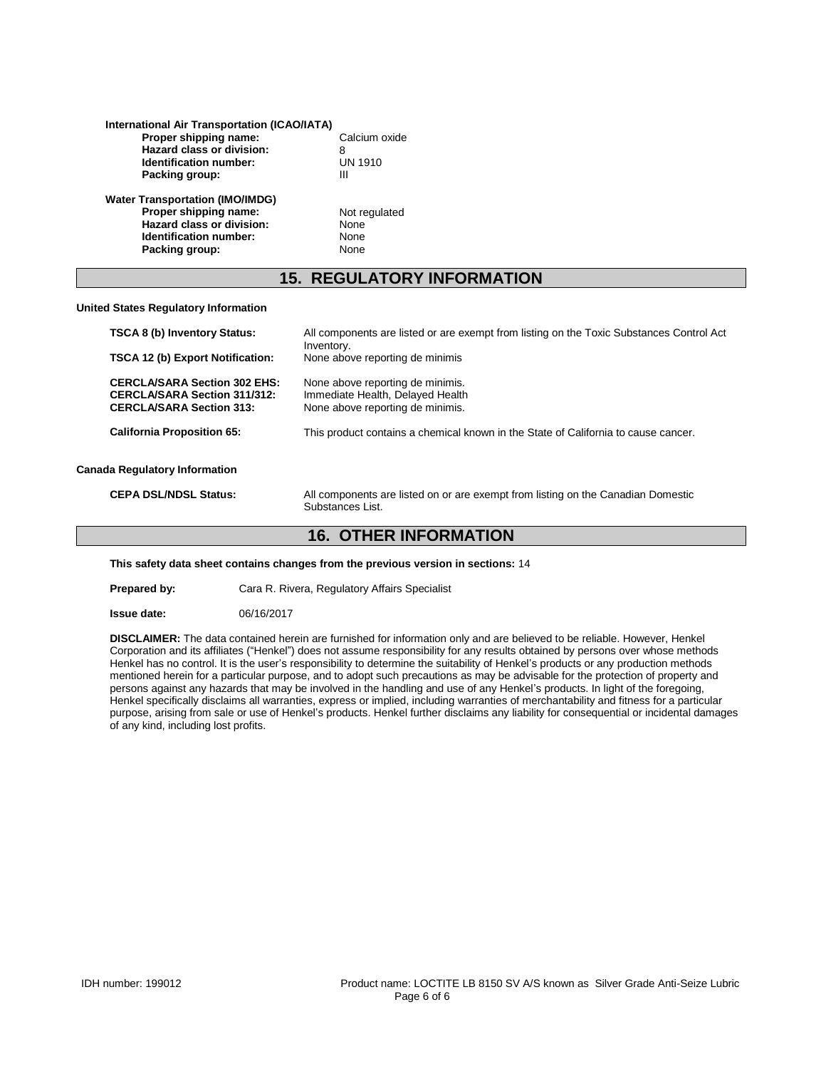**International Air Transportation (ICAO/IATA)**

| | |
|---|---|
| **Proper shipping name:** | Calcium oxide |
| **Hazard class or division:** | 8 |
| **Identification number:** | UN 1910 |
| **Packing group:** | III |

**Water Transportation (IMO/IMDG)**

| | |
|---|---|
| **Proper shipping name:** | Not regulated |
| **Hazard class or division:** | None |
| **Identification number:** | None |
| **Packing group:** | None |

## 15. REGULATORY INFORMATION

**United States Regulatory Information**

| | |
|---|---|
| **TSCA 8 (b) Inventory Status:** | All components are listed or are exempt from listing on the Toxic Substances Control Act Inventory. |
| **TSCA 12 (b) Export Notification:** | None above reporting de minimis |
| **CERCLA/SARA Section 302 EHS:** | None above reporting de minimis. |
| **CERCLA/SARA Section 311/312:** | Immediate Health, Delayed Health |
| **CERCLA/SARA Section 313:** | None above reporting de minimis. |
| **California Proposition 65:** | This product contains a chemical known in the State of California to cause cancer. |

**Canada Regulatory Information**

| | |
|---|---|
| **CEPA DSL/NDSL Status:** | All components are listed on or are exempt from listing on the Canadian Domestic Substances List. |

## 16. OTHER INFORMATION

**This safety data sheet contains changes from the previous version in sections:** 14

**Prepared by:** Cara R. Rivera, Regulatory Affairs Specialist

**Issue date:** 06/16/2017

**DISCLAIMER:** The data contained herein are furnished for information only and are believed to be reliable. However, Henkel Corporation and its affiliates ("Henkel") does not assume responsibility for any results obtained by persons over whose methods Henkel has no control. It is the user's responsibility to determine the suitability of Henkel's products or any production methods mentioned herein for a particular purpose, and to adopt such precautions as may be advisable for the protection of property and persons against any hazards that may be involved in the handling and use of any Henkel's products. In light of the foregoing, Henkel specifically disclaims all warranties, express or implied, including warranties of merchantability and fitness for a particular purpose, arising from sale or use of Henkel's products. Henkel further disclaims any liability for consequential or incidental damages of any kind, including lost profits.